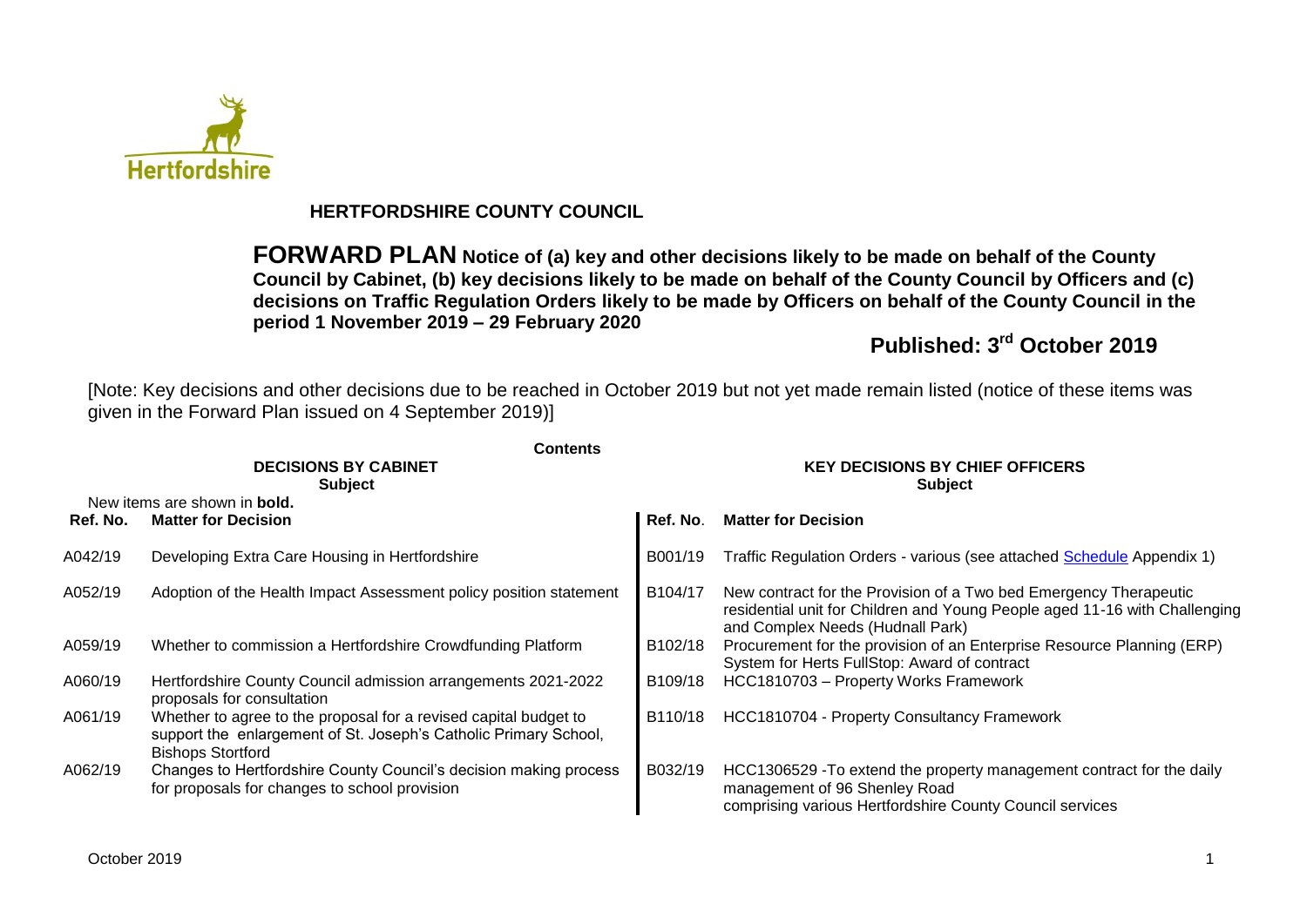# HERTFORDSHIRE COUNTY COUNCIL

**FORWARD PLAN Notice of (a) key and other decisions likely to be made on behalf of the County Council by Cabinet, (b) key decisions likely to be made on behalf of the County Council by Officers and (c) decisions on Traffic Regulation Orders likely to be made by Officers on behalf of the County Council in the period 1 November 2019 – 29 February 2020**

**Published: 3rd October 2019**

[Note: Key decisions and other decisions due to be reached in October 2019 but not yet made remain listed (notice of these items was given in the Forward Plan issued on 4 September 2019)]

**Contents**

| **DECISIONS BY CABINET**<br>**Subject** | | **KEY DECISIONS BY CHIEF OFFICERS**<br>**Subject** | |
|---|---|---|---|
| New items are shown in **bold.** | | | |
| **Ref. No.** | **Matter for Decision** | **Ref. No.** | **Matter for Decision** |
| A042/19 | Developing Extra Care Housing in Hertfordshire | B001/19 | Traffic Regulation Orders - various (see attached Schedule Appendix 1) |
| A052/19 | Adoption of the Health Impact Assessment policy position statement | B104/17 | New contract for the Provision of a Two bed Emergency Therapeutic residential unit for Children and Young People aged 11-16 with Challenging and Complex Needs (Hudnall Park) |
| A059/19 | Whether to commission a Hertfordshire Crowdfunding Platform | B102/18 | Procurement for the provision of an Enterprise Resource Planning (ERP) System for Herts FullStop: Award of contract |
| A060/19 | Hertfordshire County Council admission arrangements 2021-2022 proposals for consultation | B109/18 | HCC1810703 – Property Works Framework |
| A061/19 | Whether to agree to the proposal for a revised capital budget to support the enlargement of St. Joseph's Catholic Primary School, Bishops Stortford | B110/18 | HCC1810704 - Property Consultancy Framework |
| A062/19 | Changes to Hertfordshire County Council's decision making process for proposals for changes to school provision | B032/19 | HCC1306529 -To extend the property management contract for the daily management of 96 Shenley Road comprising various Hertfordshire County Council services |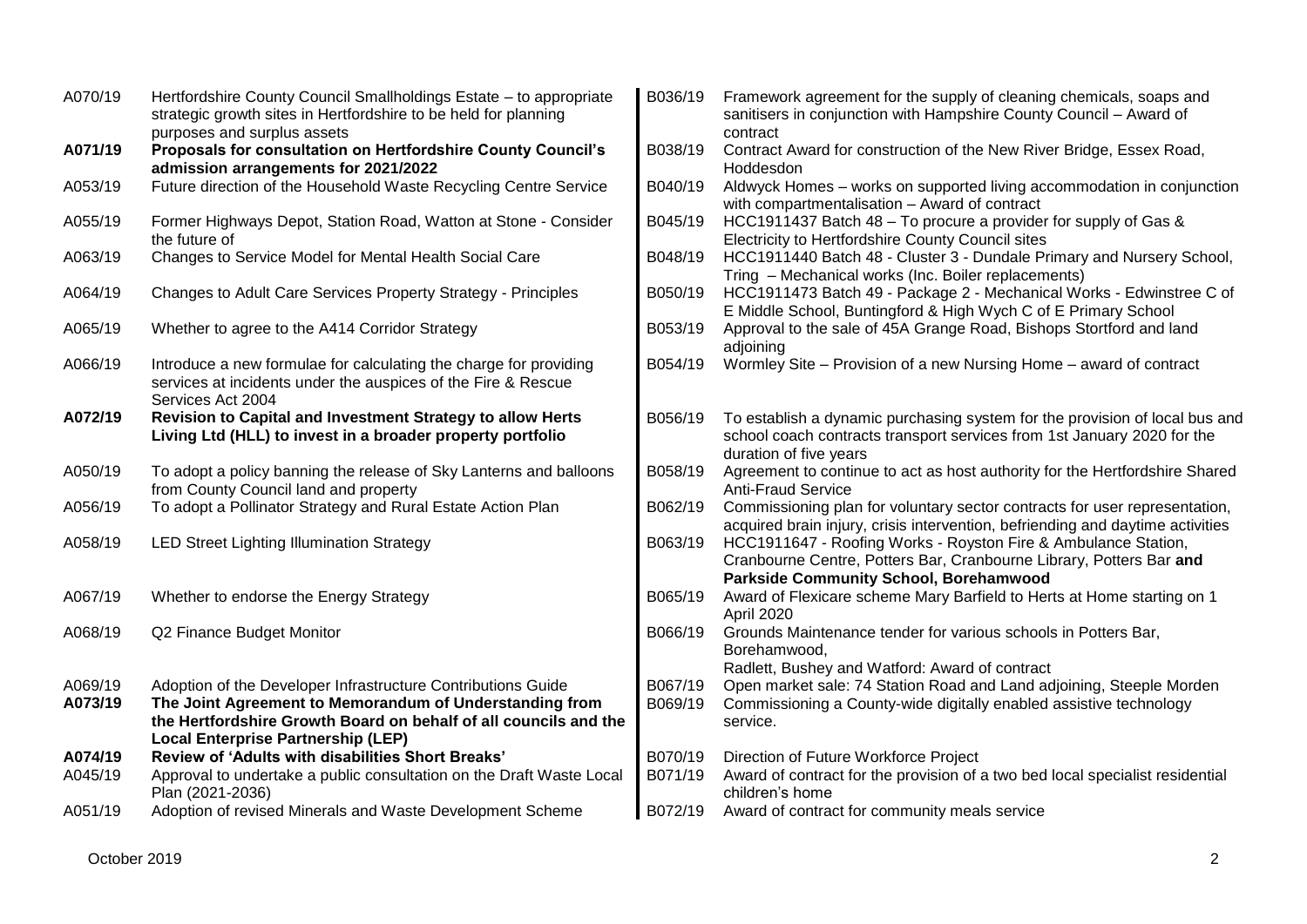| | |
|---|---|
| A070/19 | Hertfordshire County Council Smallholdings Estate – to appropriate strategic growth sites in Hertfordshire to be held for planning purposes and surplus assets |
| **A071/19** | **Proposals for consultation on Hertfordshire County Council's admission arrangements for 2021/2022** |
| A053/19 | Future direction of the Household Waste Recycling Centre Service |
| A055/19 | Former Highways Depot, Station Road, Watton at Stone - Consider the future of |
| A063/19 | Changes to Service Model for Mental Health Social Care |
| A064/19 | Changes to Adult Care Services Property Strategy - Principles |
| A065/19 | Whether to agree to the A414 Corridor Strategy |
| A066/19 | Introduce a new formulae for calculating the charge for providing services at incidents under the auspices of the Fire & Rescue Services Act 2004 |
| **A072/19** | **Revision to Capital and Investment Strategy to allow Herts Living Ltd (HLL) to invest in a broader property portfolio** |
| A050/19 | To adopt a policy banning the release of Sky Lanterns and balloons from County Council land and property |
| A056/19 | To adopt a Pollinator Strategy and Rural Estate Action Plan |
| A058/19 | LED Street Lighting Illumination Strategy |
| A067/19 | Whether to endorse the Energy Strategy |
| A068/19 | Q2 Finance Budget Monitor |
| A069/19 | Adoption of the Developer Infrastructure Contributions Guide |
| **A073/19** | **The Joint Agreement to Memorandum of Understanding from the Hertfordshire Growth Board on behalf of all councils and the Local Enterprise Partnership (LEP)** |
| **A074/19** | **Review of 'Adults with disabilities Short Breaks'** |
| A045/19 | Approval to undertake a public consultation on the Draft Waste Local Plan (2021-2036) |
| A051/19 | Adoption of revised Minerals and Waste Development Scheme |

| | |
|---|---|
| B036/19 | Framework agreement for the supply of cleaning chemicals, soaps and sanitisers in conjunction with Hampshire County Council – Award of contract |
| B038/19 | Contract Award for construction of the New River Bridge, Essex Road, Hoddesdon |
| B040/19 | Aldwyck Homes – works on supported living accommodation in conjunction with compartmentalisation – Award of contract |
| B045/19 | HCC1911437 Batch 48 – To procure a provider for supply of Gas & Electricity to Hertfordshire County Council sites |
| B048/19 | HCC1911440 Batch 48 - Cluster 3 - Dundale Primary and Nursery School, Tring – Mechanical works (Inc. Boiler replacements) |
| B050/19 | HCC1911473 Batch 49 - Package 2 - Mechanical Works - Edwinstree C of E Middle School, Buntingford & High Wych C of E Primary School |
| B053/19 | Approval to the sale of 45A Grange Road, Bishops Stortford and land adjoining |
| B054/19 | Wormley Site – Provision of a new Nursing Home – award of contract |
| B056/19 | To establish a dynamic purchasing system for the provision of local bus and school coach contracts transport services from 1st January 2020 for the duration of five years |
| B058/19 | Agreement to continue to act as host authority for the Hertfordshire Shared Anti-Fraud Service |
| B062/19 | Commissioning plan for voluntary sector contracts for user representation, acquired brain injury, crisis intervention, befriending and daytime activities |
| B063/19 | HCC1911647 - Roofing Works - Royston Fire & Ambulance Station, Cranbourne Centre, Potters Bar, Cranbourne Library, Potters Bar **and Parkside Community School, Borehamwood** |
| B065/19 | Award of Flexicare scheme Mary Barfield to Herts at Home starting on 1 April 2020 |
| B066/19 | Grounds Maintenance tender for various schools in Potters Bar, Borehamwood, Radlett, Bushey and Watford: Award of contract |
| B067/19 | Open market sale: 74 Station Road and Land adjoining, Steeple Morden |
| B069/19 | Commissioning a County-wide digitally enabled assistive technology service. |
| B070/19 | Direction of Future Workforce Project |
| B071/19 | Award of contract for the provision of a two bed local specialist residential children's home |
| B072/19 | Award of contract for community meals service |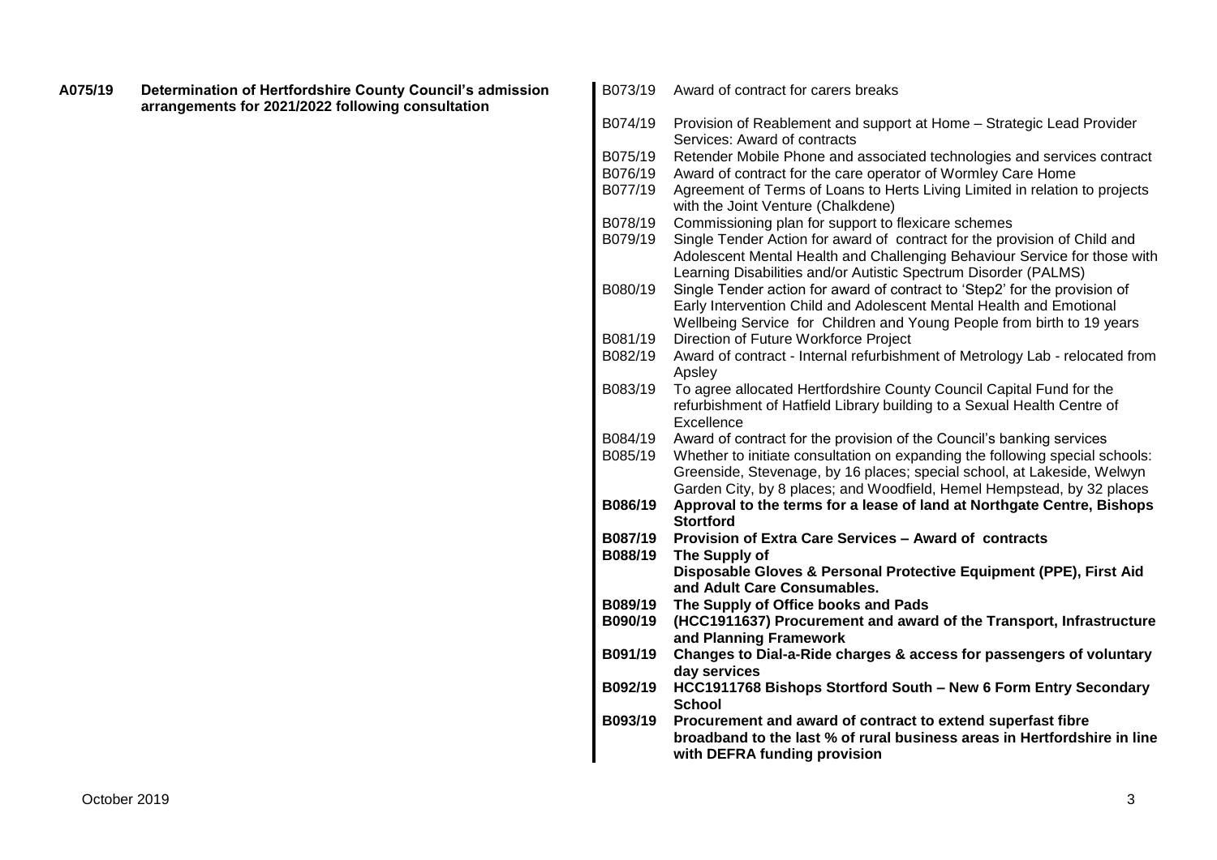**A075/19** **Determination of Hertfordshire County Council's admission arrangements for 2021/2022 following consultation**

B073/19 Award of contract for carers breaks

B074/19 Provision of Reablement and support at Home – Strategic Lead Provider Services: Award of contracts

B075/19 Retender Mobile Phone and associated technologies and services contract

B076/19 Award of contract for the care operator of Wormley Care Home

B077/19 Agreement of Terms of Loans to Herts Living Limited in relation to projects with the Joint Venture (Chalkdene)

B078/19 Commissioning plan for support to flexicare schemes

B079/19 Single Tender Action for award of contract for the provision of Child and Adolescent Mental Health and Challenging Behaviour Service for those with Learning Disabilities and/or Autistic Spectrum Disorder (PALMS)

B080/19 Single Tender action for award of contract to 'Step2' for the provision of Early Intervention Child and Adolescent Mental Health and Emotional Wellbeing Service for Children and Young People from birth to 19 years

B081/19 Direction of Future Workforce Project

B082/19 Award of contract - Internal refurbishment of Metrology Lab - relocated from Apsley

B083/19 To agree allocated Hertfordshire County Council Capital Fund for the refurbishment of Hatfield Library building to a Sexual Health Centre of Excellence

B084/19 Award of contract for the provision of the Council's banking services

B085/19 Whether to initiate consultation on expanding the following special schools: Greenside, Stevenage, by 16 places; special school, at Lakeside, Welwyn Garden City, by 8 places; and Woodfield, Hemel Hempstead, by 32 places

**B086/19** **Approval to the terms for a lease of land at Northgate Centre, Bishops Stortford**

**B087/19** **Provision of Extra Care Services – Award of contracts**

**B088/19** **The Supply of Disposable Gloves & Personal Protective Equipment (PPE), First Aid and Adult Care Consumables.**

**B089/19** **The Supply of Office books and Pads**

**B090/19** **(HCC1911637) Procurement and award of the Transport, Infrastructure and Planning Framework**

**B091/19** **Changes to Dial-a-Ride charges & access for passengers of voluntary day services**

**B092/19** **HCC1911768 Bishops Stortford South – New 6 Form Entry Secondary School**

**B093/19** **Procurement and award of contract to extend superfast fibre broadband to the last % of rural business areas in Hertfordshire in line with DEFRA funding provision**

October 2019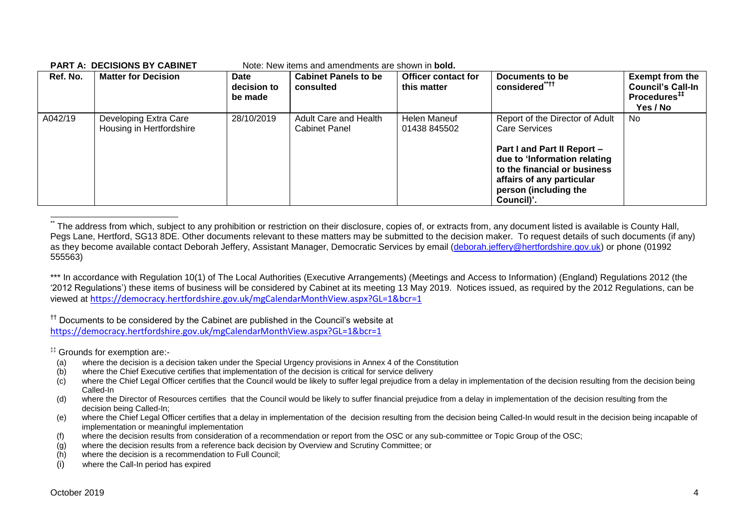**PART A: DECISIONS BY CABINET** Note: New items and amendments are shown in **bold.**

| Ref. No. | Matter for Decision | Date decision to be made | Cabinet Panels to be consulted | Officer contact for this matter | Documents to be considered[**††] | Exempt from the Council's Call-In Procedures[‡‡] Yes / No |
|---|---|---|---|---|---|---|
| A042/19 | Developing Extra Care Housing in Hertfordshire | 28/10/2019 | Adult Care and Health Cabinet Panel | Helen Maneuf 01438 845502 | Report of the Director of Adult Care Services<br><br>**Part I and Part II Report – due to 'Information relating to the financial or business affairs of any particular person (including the Council)'.** | No |

[**] The address from which, subject to any prohibition or restriction on their disclosure, copies of, or extracts from, any document listed is available is County Hall, Pegs Lane, Hertford, SG13 8DE. Other documents relevant to these matters may be submitted to the decision maker. To request details of such documents (if any) as they become available contact Deborah Jeffery, Assistant Manager, Democratic Services by email (deborah.jeffery@hertfordshire.gov.uk) or phone (01992 555563)

*** In accordance with Regulation 10(1) of The Local Authorities (Executive Arrangements) (Meetings and Access to Information) (England) Regulations 2012 (the '2012 Regulations') these items of business will be considered by Cabinet at its meeting 13 May 2019. Notices issued, as required by the 2012 Regulations, can be viewed at https://democracy.hertfordshire.gov.uk/mgCalendarMonthView.aspx?GL=1&bcr=1

[††] Documents to be considered by the Cabinet are published in the Council's website at https://democracy.hertfordshire.gov.uk/mgCalendarMonthView.aspx?GL=1&bcr=1

[‡‡] Grounds for exemption are:-

(a) where the decision is a decision taken under the Special Urgency provisions in Annex 4 of the Constitution
(b) where the Chief Executive certifies that implementation of the decision is critical for service delivery
(c) where the Chief Legal Officer certifies that the Council would be likely to suffer legal prejudice from a delay in implementation of the decision resulting from the decision being Called-In
(d) where the Director of Resources certifies that the Council would be likely to suffer financial prejudice from a delay in implementation of the decision resulting from the decision being Called-In;
(e) where the Chief Legal Officer certifies that a delay in implementation of the decision resulting from the decision being Called-In would result in the decision being incapable of implementation or meaningful implementation
(f) where the decision results from consideration of a recommendation or report from the OSC or any sub-committee or Topic Group of the OSC;
(g) where the decision results from a reference back decision by Overview and Scrutiny Committee; or
(h) where the decision is a recommendation to Full Council;
(i) where the Call-In period has expired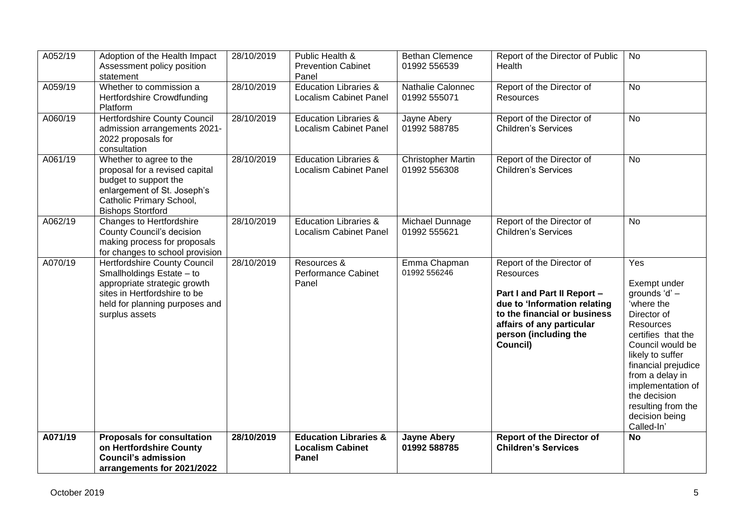| A052/19 | Adoption of the Health Impact Assessment policy position statement | 28/10/2019 | Public Health & Prevention Cabinet Panel | Bethan Clemence 01992 556539 | Report of the Director of Public Health | No |
|---|---|---|---|---|---|---|
| A059/19 | Whether to commission a Hertfordshire Crowdfunding Platform | 28/10/2019 | Education Libraries & Localism Cabinet Panel | Nathalie Calonnec 01992 555071 | Report of the Director of Resources | No |
| A060/19 | Hertfordshire County Council admission arrangements 2021-2022 proposals for consultation | 28/10/2019 | Education Libraries & Localism Cabinet Panel | Jayne Abery 01992 588785 | Report of the Director of Children's Services | No |
| A061/19 | Whether to agree to the proposal for a revised capital budget to support the enlargement of St. Joseph's Catholic Primary School, Bishops Stortford | 28/10/2019 | Education Libraries & Localism Cabinet Panel | Christopher Martin 01992 556308 | Report of the Director of Children's Services | No |
| A062/19 | Changes to Hertfordshire County Council's decision making process for proposals for changes to school provision | 28/10/2019 | Education Libraries & Localism Cabinet Panel | Michael Dunnage 01992 555621 | Report of the Director of Children's Services | No |
| A070/19 | Hertfordshire County Council Smallholdings Estate – to appropriate strategic growth sites in Hertfordshire to be held for planning purposes and surplus assets | 28/10/2019 | Resources & Performance Cabinet Panel | Emma Chapman 01992 556246 | Report of the Director of Resources **Part I and Part II Report – due to 'Information relating to the financial or business affairs of any particular person (including the Council)** | Yes Exempt under grounds 'd' – 'where the Director of Resources certifies that the Council would be likely to suffer financial prejudice from a delay in implementation of the decision resulting from the decision being Called-In' |
| **A071/19** | **Proposals for consultation on Hertfordshire County Council's admission arrangements for 2021/2022** | **28/10/2019** | **Education Libraries & Localism Cabinet Panel** | **Jayne Abery 01992 588785** | **Report of the Director of Children's Services** | **No** |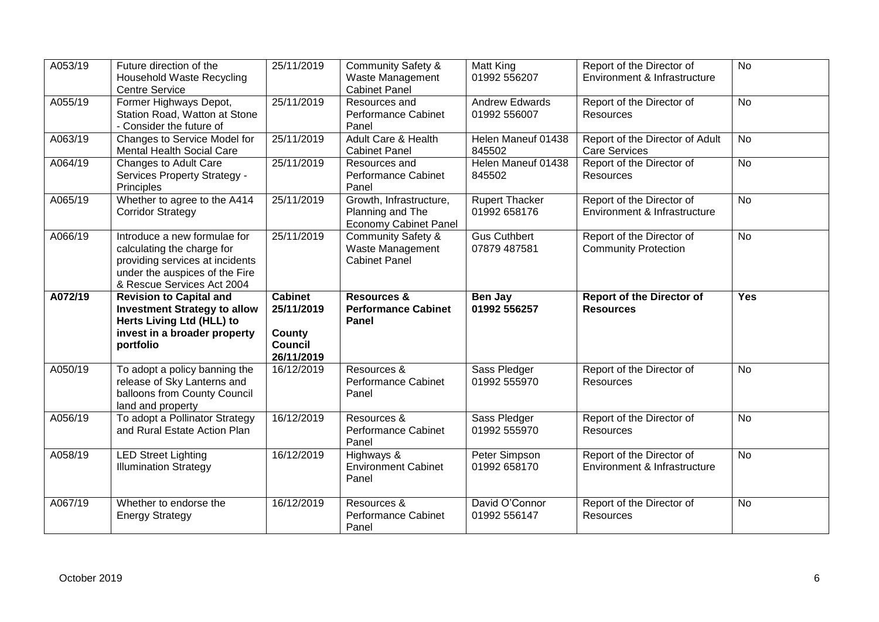| A053/19 | Future direction of the Household Waste Recycling Centre Service | 25/11/2019 | Community Safety & Waste Management Cabinet Panel | Matt King 01992 556207 | Report of the Director of Environment & Infrastructure | No |
|---|---|---|---|---|---|---|
| A055/19 | Former Highways Depot, Station Road, Watton at Stone - Consider the future of | 25/11/2019 | Resources and Performance Cabinet Panel | Andrew Edwards 01992 556007 | Report of the Director of Resources | No |
| A063/19 | Changes to Service Model for Mental Health Social Care | 25/11/2019 | Adult Care & Health Cabinet Panel | Helen Maneuf 01438 845502 | Report of the Director of Adult Care Services | No |
| A064/19 | Changes to Adult Care Services Property Strategy - Principles | 25/11/2019 | Resources and Performance Cabinet Panel | Helen Maneuf 01438 845502 | Report of the Director of Resources | No |
| A065/19 | Whether to agree to the A414 Corridor Strategy | 25/11/2019 | Growth, Infrastructure, Planning and The Economy Cabinet Panel | Rupert Thacker 01992 658176 | Report of the Director of Environment & Infrastructure | No |
| A066/19 | Introduce a new formulae for calculating the charge for providing services at incidents under the auspices of the Fire & Rescue Services Act 2004 | 25/11/2019 | Community Safety & Waste Management Cabinet Panel | Gus Cuthbert 07879 487581 | Report of the Director of Community Protection | No |
| **A072/19** | **Revision to Capital and Investment Strategy to allow Herts Living Ltd (HLL) to invest in a broader property portfolio** | **Cabinet 25/11/2019 County Council 26/11/2019** | **Resources & Performance Cabinet Panel** | **Ben Jay 01992 556257** | **Report of the Director of Resources** | **Yes** |
| A050/19 | To adopt a policy banning the release of Sky Lanterns and balloons from County Council land and property | 16/12/2019 | Resources & Performance Cabinet Panel | Sass Pledger 01992 555970 | Report of the Director of Resources | No |
| A056/19 | To adopt a Pollinator Strategy and Rural Estate Action Plan | 16/12/2019 | Resources & Performance Cabinet Panel | Sass Pledger 01992 555970 | Report of the Director of Resources | No |
| A058/19 | LED Street Lighting Illumination Strategy | 16/12/2019 | Highways & Environment Cabinet Panel | Peter Simpson 01992 658170 | Report of the Director of Environment & Infrastructure | No |
| A067/19 | Whether to endorse the Energy Strategy | 16/12/2019 | Resources & Performance Cabinet Panel | David O'Connor 01992 556147 | Report of the Director of Resources | No |

October 2019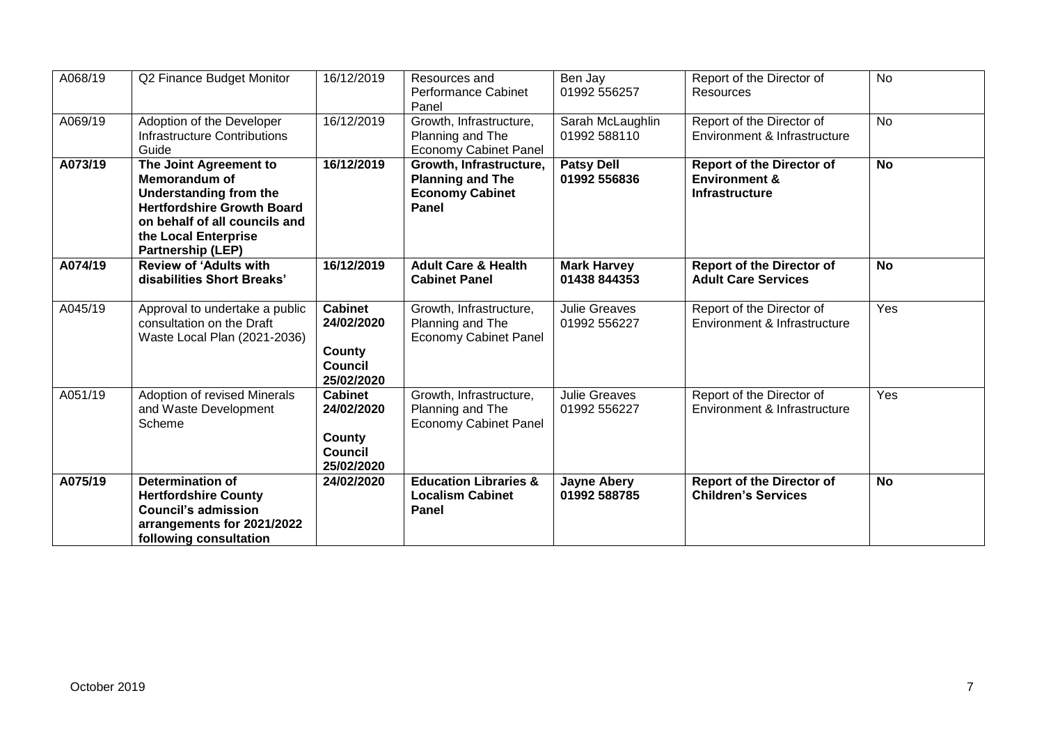| A068/19 | Q2 Finance Budget Monitor | 16/12/2019 | Resources and Performance Cabinet Panel | Ben Jay 01992 556257 | Report of the Director of Resources | No |
|---|---|---|---|---|---|---|
| A069/19 | Adoption of the Developer Infrastructure Contributions Guide | 16/12/2019 | Growth, Infrastructure, Planning and The Economy Cabinet Panel | Sarah McLaughlin 01992 588110 | Report of the Director of Environment & Infrastructure | No |
| **A073/19** | **The Joint Agreement to Memorandum of Understanding from the Hertfordshire Growth Board on behalf of all councils and the Local Enterprise Partnership (LEP)** | **16/12/2019** | **Growth, Infrastructure, Planning and The Economy Cabinet Panel** | **Patsy Dell 01992 556836** | **Report of the Director of Environment & Infrastructure** | **No** |
| **A074/19** | **Review of 'Adults with disabilities Short Breaks'** | **16/12/2019** | **Adult Care & Health Cabinet Panel** | **Mark Harvey 01438 844353** | **Report of the Director of Adult Care Services** | **No** |
| A045/19 | Approval to undertake a public consultation on the Draft Waste Local Plan (2021-2036) | **Cabinet 24/02/2020** **County Council 25/02/2020** | Growth, Infrastructure, Planning and The Economy Cabinet Panel | Julie Greaves 01992 556227 | Report of the Director of Environment & Infrastructure | Yes |
| A051/19 | Adoption of revised Minerals and Waste Development Scheme | **Cabinet 24/02/2020** **County Council 25/02/2020** | Growth, Infrastructure, Planning and The Economy Cabinet Panel | Julie Greaves 01992 556227 | Report of the Director of Environment & Infrastructure | Yes |
| **A075/19** | **Determination of Hertfordshire County Council's admission arrangements for 2021/2022 following consultation** | **24/02/2020** | **Education Libraries & Localism Cabinet Panel** | **Jayne Abery 01992 588785** | **Report of the Director of Children's Services** | **No** |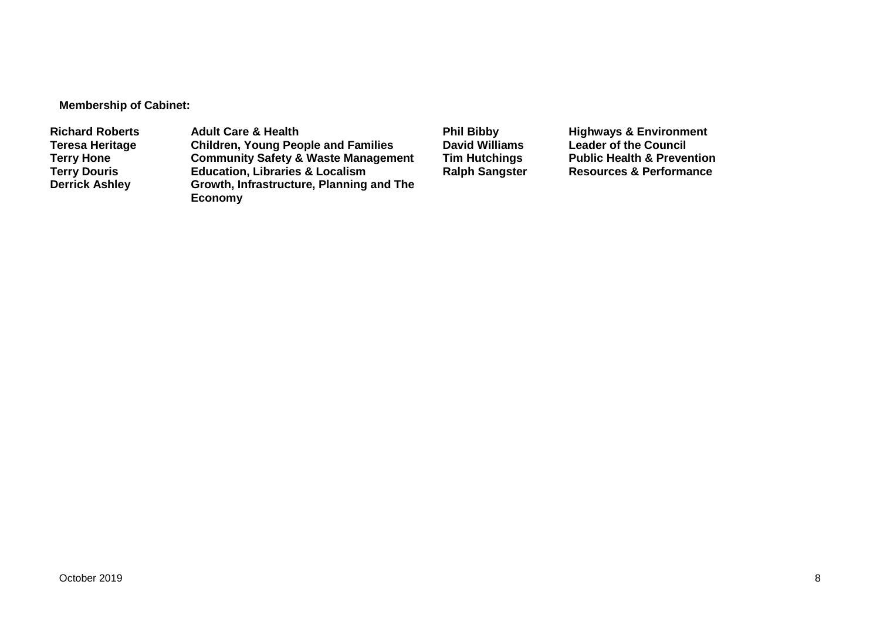**Membership of Cabinet:**

| | | | |
|---|---|---|---|
| **Richard Roberts** | **Adult Care & Health** | **Phil Bibby** | **Highways & Environment** |
| **Teresa Heritage** | **Children, Young People and Families** | **David Williams** | **Leader of the Council** |
| **Terry Hone** | **Community Safety & Waste Management** | **Tim Hutchings** | **Public Health & Prevention** |
| **Terry Douris** | **Education, Libraries & Localism** | **Ralph Sangster** | **Resources & Performance** |
| **Derrick Ashley** | **Growth, Infrastructure, Planning and The Economy** | | |

October 2019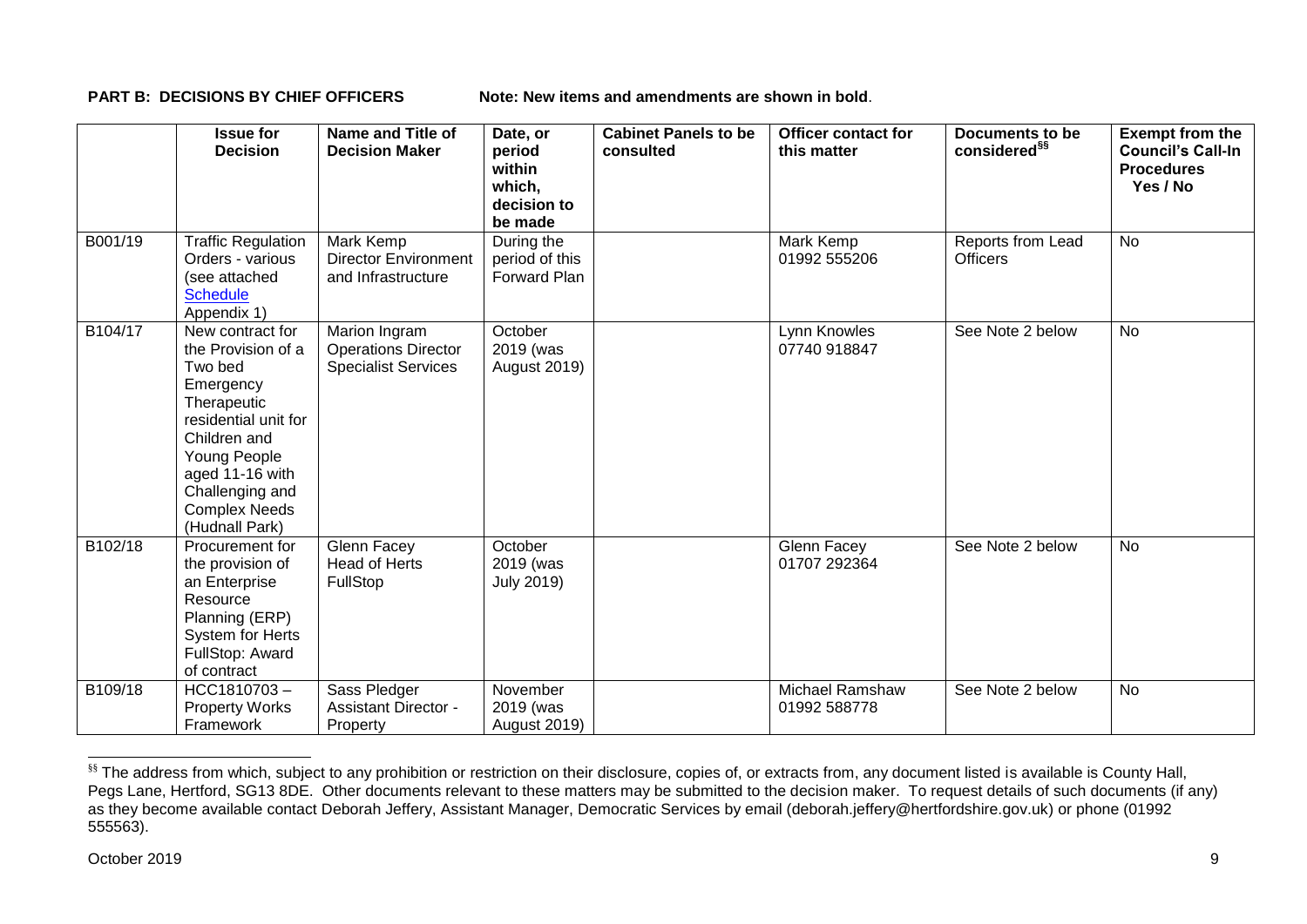**PART B: DECISIONS BY CHIEF OFFICERS** Note: New items and amendments are shown in bold.

| | Issue for Decision | Name and Title of Decision Maker | Date, or period within which, decision to be made | Cabinet Panels to be consulted | Officer contact for this matter | Documents to be considered[§§] | Exempt from the Council's Call-In Procedures Yes / No |
|---|---|---|---|---|---|---|---|
| B001/19 | Traffic Regulation Orders - various (see attached Schedule Appendix 1) | Mark Kemp Director Environment and Infrastructure | During the period of this Forward Plan | | Mark Kemp 01992 555206 | Reports from Lead Officers | No |
| B104/17 | New contract for the Provision of a Two bed Emergency Therapeutic residential unit for Children and Young People aged 11-16 with Challenging and Complex Needs (Hudnall Park) | Marion Ingram Operations Director Specialist Services | October 2019 (was August 2019) | | Lynn Knowles 07740 918847 | See Note 2 below | No |
| B102/18 | Procurement for the provision of an Enterprise Resource Planning (ERP) System for Herts FullStop: Award of contract | Glenn Facey Head of Herts FullStop | October 2019 (was July 2019) | | Glenn Facey 01707 292364 | See Note 2 below | No |
| B109/18 | HCC1810703 – Property Works Framework | Sass Pledger Assistant Director - Property | November 2019 (was August 2019) | | Michael Ramshaw 01992 588778 | See Note 2 below | No |

[§§] The address from which, subject to any prohibition or restriction on their disclosure, copies of, or extracts from, any document listed is available is County Hall, Pegs Lane, Hertford, SG13 8DE. Other documents relevant to these matters may be submitted to the decision maker. To request details of such documents (if any) as they become available contact Deborah Jeffery, Assistant Manager, Democratic Services by email (deborah.jeffery@hertfordshire.gov.uk) or phone (01992 555563).

October 2019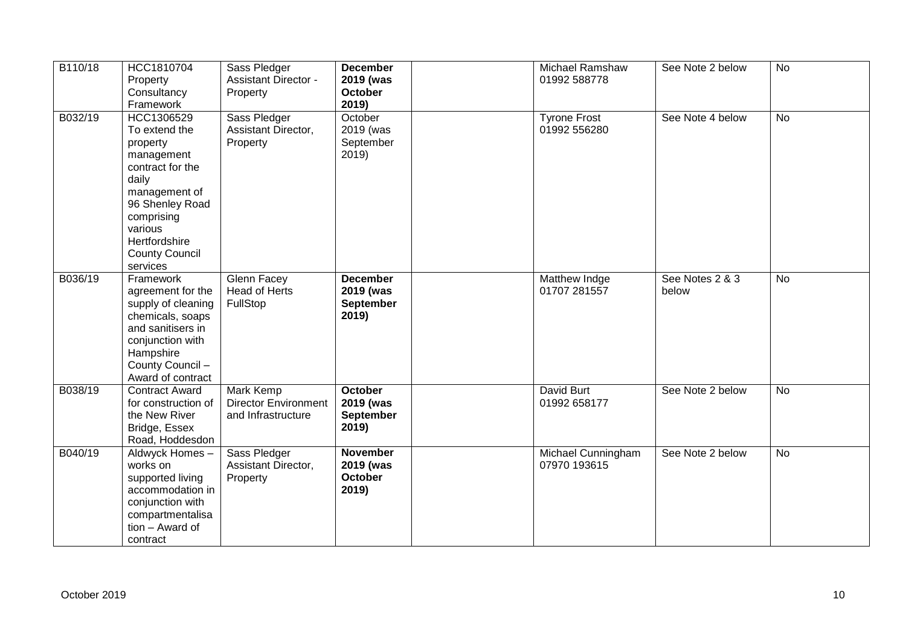| | | | | | | | |
|---|---|---|---|---|---|---|---|
| B110/18 | HCC1810704 Property Consultancy Framework | Sass Pledger Assistant Director - Property | **December 2019 (was October 2019)** | | Michael Ramshaw 01992 588778 | See Note 2 below | No |
| B032/19 | HCC1306529 To extend the property management contract for the daily management of 96 Shenley Road comprising various Hertfordshire County Council services | Sass Pledger Assistant Director, Property | October 2019 (was September 2019) | | Tyrone Frost 01992 556280 | See Note 4 below | No |
| B036/19 | Framework agreement for the supply of cleaning chemicals, soaps and sanitisers in conjunction with Hampshire County Council – Award of contract | Glenn Facey Head of Herts FullStop | **December 2019 (was September 2019)** | | Matthew Indge 01707 281557 | See Notes 2 & 3 below | No |
| B038/19 | Contract Award for construction of the New River Bridge, Essex Road, Hoddesdon | Mark Kemp Director Environment and Infrastructure | **October 2019 (was September 2019)** | | David Burt 01992 658177 | See Note 2 below | No |
| B040/19 | Aldwyck Homes – works on supported living accommodation in conjunction with compartmentalisation – Award of contract | Sass Pledger Assistant Director, Property | **November 2019 (was October 2019)** | | Michael Cunningham 07970 193615 | See Note 2 below | No |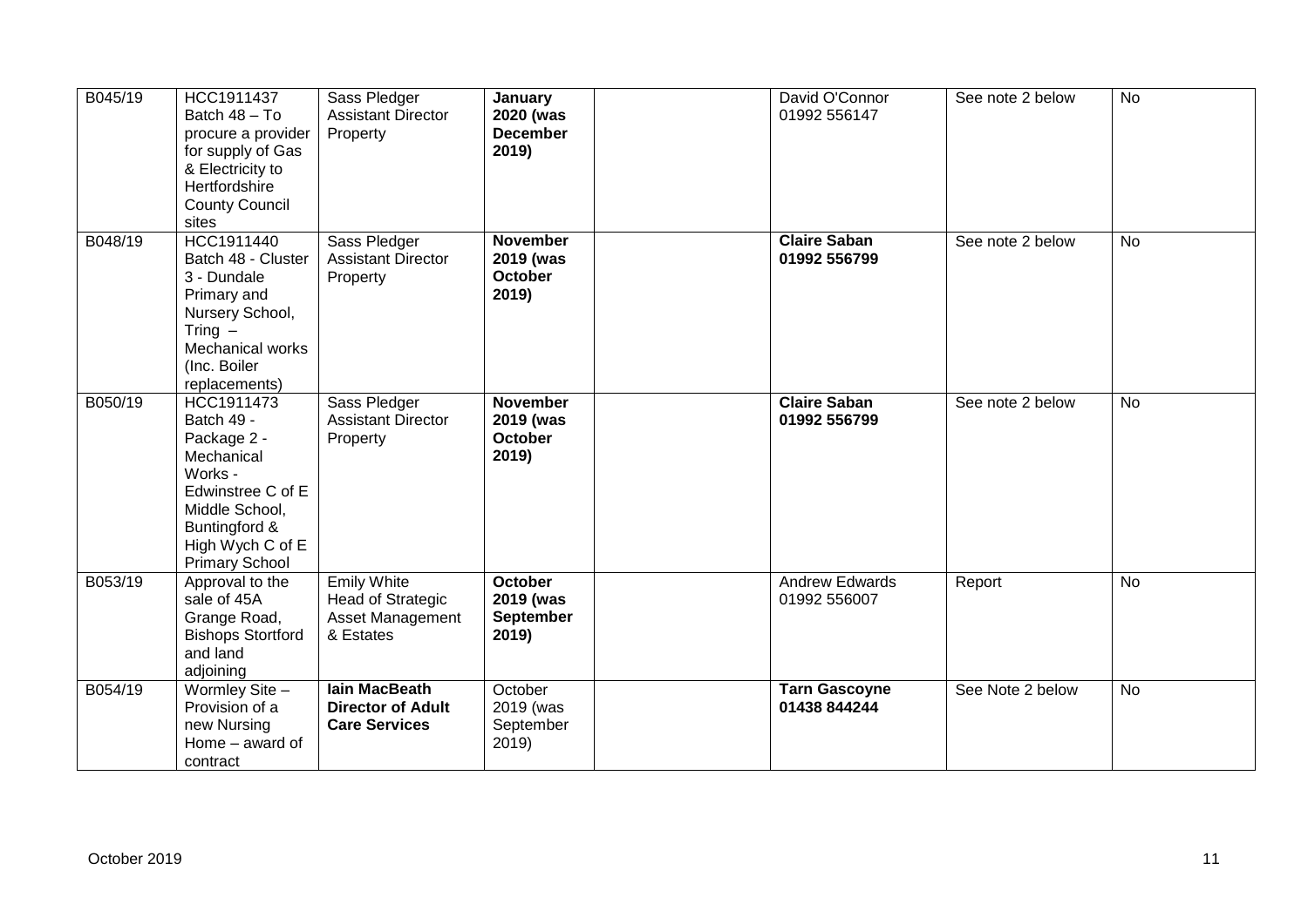| B045/19 | HCC1911437 Batch 48 – To procure a provider for supply of Gas & Electricity to Hertfordshire County Council sites | Sass Pledger Assistant Director Property | **January 2020 (was December 2019)** | | David O'Connor 01992 556147 | See note 2 below | No |
|---|---|---|---|---|---|---|---|
| B048/19 | HCC1911440 Batch 48 - Cluster 3 - Dundale Primary and Nursery School, Tring – Mechanical works (Inc. Boiler replacements) | Sass Pledger Assistant Director Property | **November 2019 (was October 2019)** | | **Claire Saban 01992 556799** | See note 2 below | No |
| B050/19 | HCC1911473 Batch 49 - Package 2 - Mechanical Works - Edwinstree C of E Middle School, Buntingford & High Wych C of E Primary School | Sass Pledger Assistant Director Property | **November 2019 (was October 2019)** | | **Claire Saban 01992 556799** | See note 2 below | No |
| B053/19 | Approval to the sale of 45A Grange Road, Bishops Stortford and land adjoining | Emily White Head of Strategic Asset Management & Estates | **October 2019 (was September 2019)** | | Andrew Edwards 01992 556007 | Report | No |
| B054/19 | Wormley Site – Provision of a new Nursing Home – award of contract | **Iain MacBeath Director of Adult Care Services** | October 2019 (was September 2019) | | **Tarn Gascoyne 01438 844244** | See Note 2 below | No |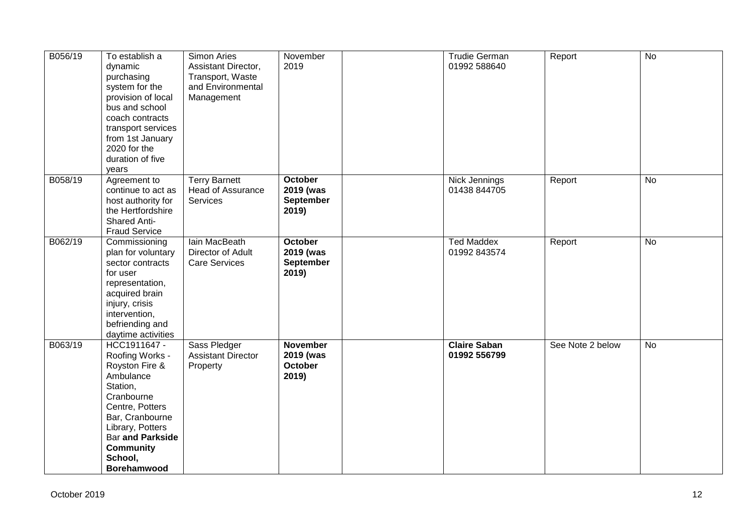| B056/19 | To establish a dynamic purchasing system for the provision of local bus and school coach contracts transport services from 1st January 2020 for the duration of five years | Simon Aries Assistant Director, Transport, Waste and Environmental Management | November 2019 | | Trudie German 01992 588640 | Report | No |
|---|---|---|---|---|---|---|---|
| B058/19 | Agreement to continue to act as host authority for the Hertfordshire Shared Anti-Fraud Service | Terry Barnett Head of Assurance Services | **October 2019 (was September 2019)** | | Nick Jennings 01438 844705 | Report | No |
| B062/19 | Commissioning plan for voluntary sector contracts for user representation, acquired brain injury, crisis intervention, befriending and daytime activities | Iain MacBeath Director of Adult Care Services | **October 2019 (was September 2019)** | | Ted Maddex 01992 843574 | Report | No |
| B063/19 | HCC1911647 - Roofing Works - Royston Fire & Ambulance Station, Cranbourne Centre, Potters Bar, Cranbourne Library, Potters Bar **and Parkside Community School, Borehamwood** | Sass Pledger Assistant Director Property | **November 2019 (was October 2019)** | | **Claire Saban 01992 556799** | See Note 2 below | No |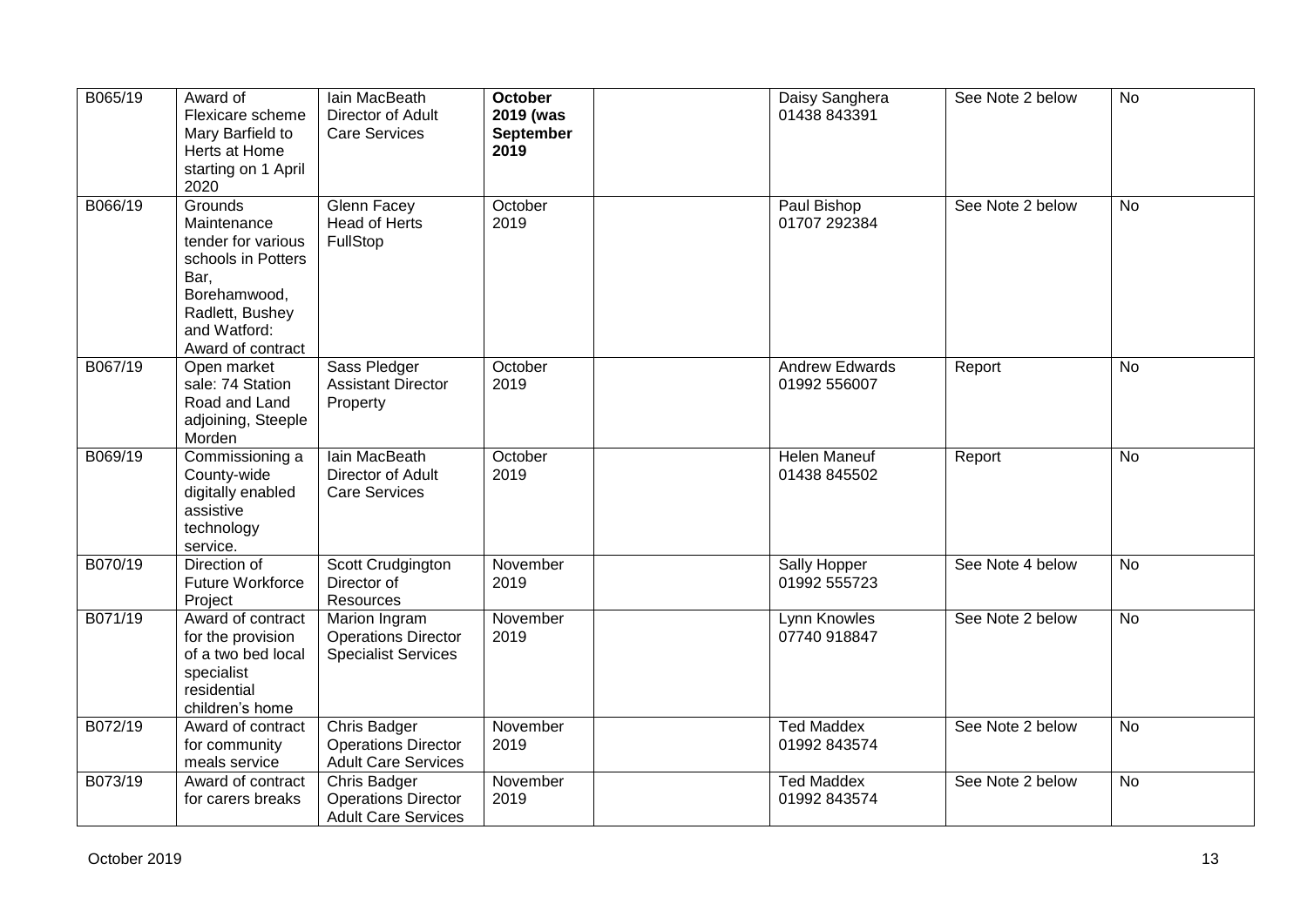| B065/19 | Award of Flexicare scheme Mary Barfield to Herts at Home starting on 1 April 2020 | Iain MacBeath Director of Adult Care Services | **October 2019 (was September 2019** | | Daisy Sanghera 01438 843391 | See Note 2 below | No |
|---|---|---|---|---|---|---|---|
| B066/19 | Grounds Maintenance tender for various schools in Potters Bar, Borehamwood, Radlett, Bushey and Watford: Award of contract | Glenn Facey Head of Herts FullStop | October 2019 | | Paul Bishop 01707 292384 | See Note 2 below | No |
| B067/19 | Open market sale: 74 Station Road and Land adjoining, Steeple Morden | Sass Pledger Assistant Director Property | October 2019 | | Andrew Edwards 01992 556007 | Report | No |
| B069/19 | Commissioning a County-wide digitally enabled assistive technology service. | Iain MacBeath Director of Adult Care Services | October 2019 | | Helen Maneuf 01438 845502 | Report | No |
| B070/19 | Direction of Future Workforce Project | Scott Crudgington Director of Resources | November 2019 | | Sally Hopper 01992 555723 | See Note 4 below | No |
| B071/19 | Award of contract for the provision of a two bed local specialist residential children's home | Marion Ingram Operations Director Specialist Services | November 2019 | | Lynn Knowles 07740 918847 | See Note 2 below | No |
| B072/19 | Award of contract for community meals service | Chris Badger Operations Director Adult Care Services | November 2019 | | Ted Maddex 01992 843574 | See Note 2 below | No |
| B073/19 | Award of contract for carers breaks | Chris Badger Operations Director Adult Care Services | November 2019 | | Ted Maddex 01992 843574 | See Note 2 below | No |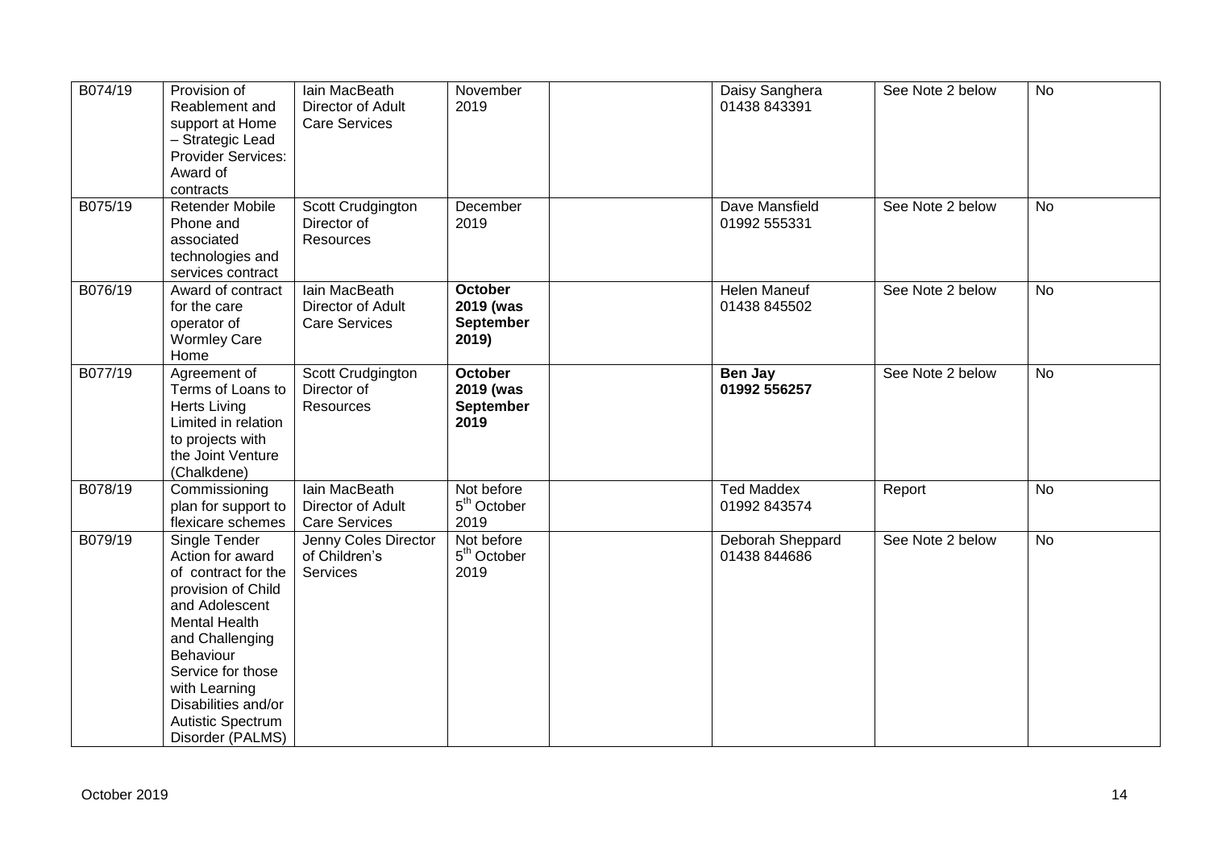| | | | | | | | |
|---|---|---|---|---|---|---|---|
| B074/19 | Provision of Reablement and support at Home – Strategic Lead Provider Services: Award of contracts | Iain MacBeath Director of Adult Care Services | November 2019 | | Daisy Sanghera 01438 843391 | See Note 2 below | No |
| B075/19 | Retender Mobile Phone and associated technologies and services contract | Scott Crudgington Director of Resources | December 2019 | | Dave Mansfield 01992 555331 | See Note 2 below | No |
| B076/19 | Award of contract for the care operator of Wormley Care Home | Iain MacBeath Director of Adult Care Services | **October 2019 (was September 2019)** | | Helen Maneuf 01438 845502 | See Note 2 below | No |
| B077/19 | Agreement of Terms of Loans to Herts Living Limited in relation to projects with the Joint Venture (Chalkdene) | Scott Crudgington Director of Resources | **October 2019 (was September 2019** | | **Ben Jay 01992 556257** | See Note 2 below | No |
| B078/19 | Commissioning plan for support to flexicare schemes | Iain MacBeath Director of Adult Care Services | Not before 5th October 2019 | | Ted Maddex 01992 843574 | Report | No |
| B079/19 | Single Tender Action for award of contract for the provision of Child and Adolescent Mental Health and Challenging Behaviour Service for those with Learning Disabilities and/or Autistic Spectrum Disorder (PALMS) | Jenny Coles Director of Children's Services | Not before 5th October 2019 | | Deborah Sheppard 01438 844686 | See Note 2 below | No |

October 2019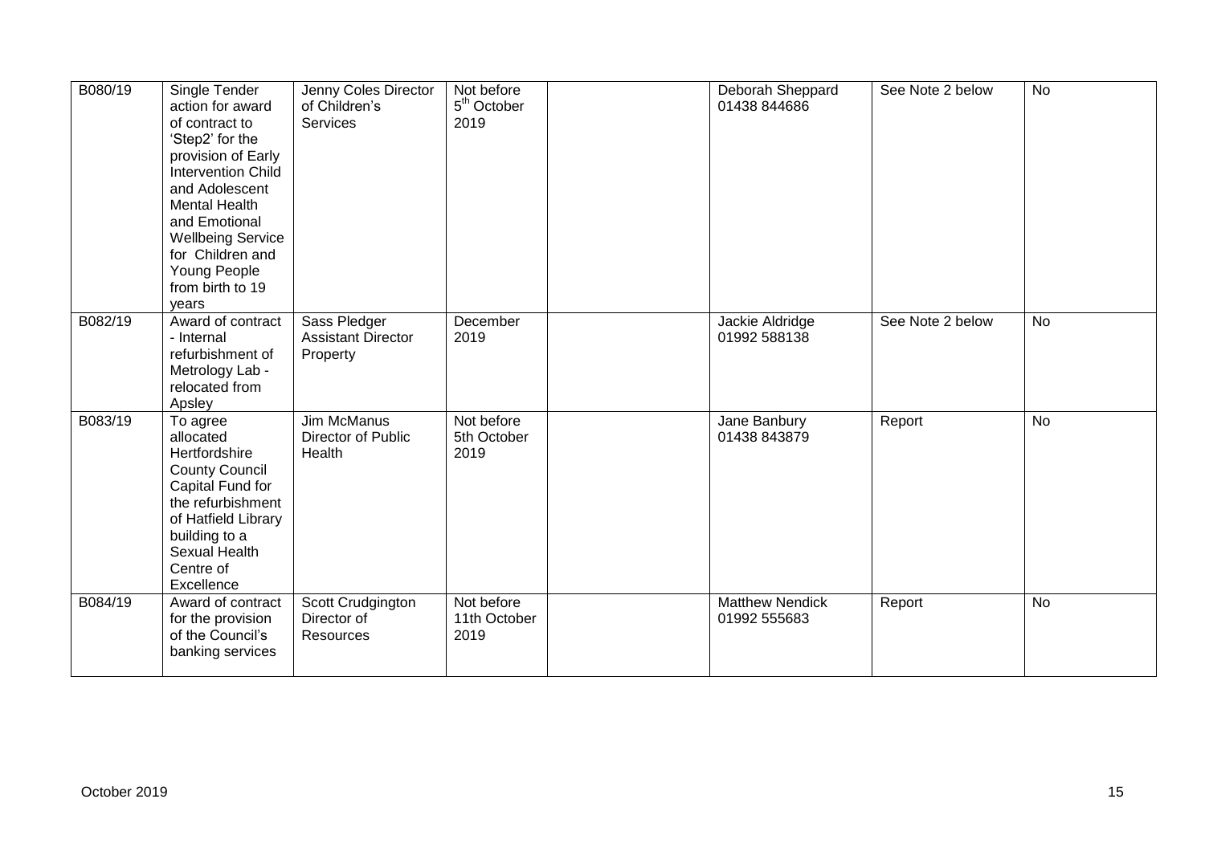| B080/19 | Single Tender action for award of contract to 'Step2' for the provision of Early Intervention Child and Adolescent Mental Health and Emotional Wellbeing Service for Children and Young People from birth to 19 years | Jenny Coles Director of Children's Services | Not before 5th October 2019 | | Deborah Sheppard 01438 844686 | See Note 2 below | No |
|---|---|---|---|---|---|---|---|
| B082/19 | Award of contract - Internal refurbishment of Metrology Lab - relocated from Apsley | Sass Pledger Assistant Director Property | December 2019 | | Jackie Aldridge 01992 588138 | See Note 2 below | No |
| B083/19 | To agree allocated Hertfordshire County Council Capital Fund for the refurbishment of Hatfield Library building to a Sexual Health Centre of Excellence | Jim McManus Director of Public Health | Not before 5th October 2019 | | Jane Banbury 01438 843879 | Report | No |
| B084/19 | Award of contract for the provision of the Council's banking services | Scott Crudgington Director of Resources | Not before 11th October 2019 | | Matthew Nendick 01992 555683 | Report | No |

October 2019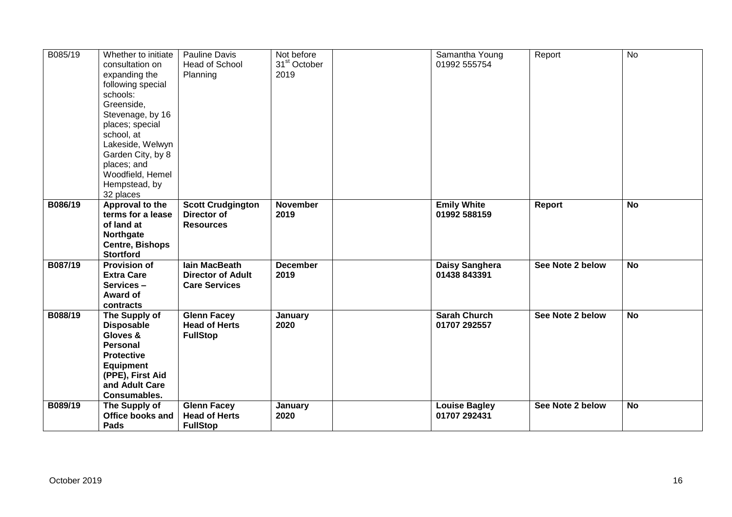| | | | | | | | |
|---|---|---|---|---|---|---|---|
| B085/19 | Whether to initiate consultation on expanding the following special schools: Greenside, Stevenage, by 16 places; special school, at Lakeside, Welwyn Garden City, by 8 places; and Woodfield, Hemel Hempstead, by 32 places | Pauline Davis Head of School Planning | Not before 31st October 2019 | | Samantha Young 01992 555754 | Report | No |
| **B086/19** | **Approval to the terms for a lease of land at Northgate Centre, Bishops Stortford** | **Scott Crudgington Director of Resources** | **November 2019** | | **Emily White 01992 588159** | **Report** | **No** |
| **B087/19** | **Provision of Extra Care Services – Award of contracts** | **Iain MacBeath Director of Adult Care Services** | **December 2019** | | **Daisy Sanghera 01438 843391** | **See Note 2 below** | **No** |
| **B088/19** | **The Supply of Disposable Gloves & Personal Protective Equipment (PPE), First Aid and Adult Care Consumables.** | **Glenn Facey Head of Herts FullStop** | **January 2020** | | **Sarah Church 01707 292557** | **See Note 2 below** | **No** |
| **B089/19** | **The Supply of Office books and Pads** | **Glenn Facey Head of Herts FullStop** | **January 2020** | | **Louise Bagley 01707 292431** | **See Note 2 below** | **No** |

October 2019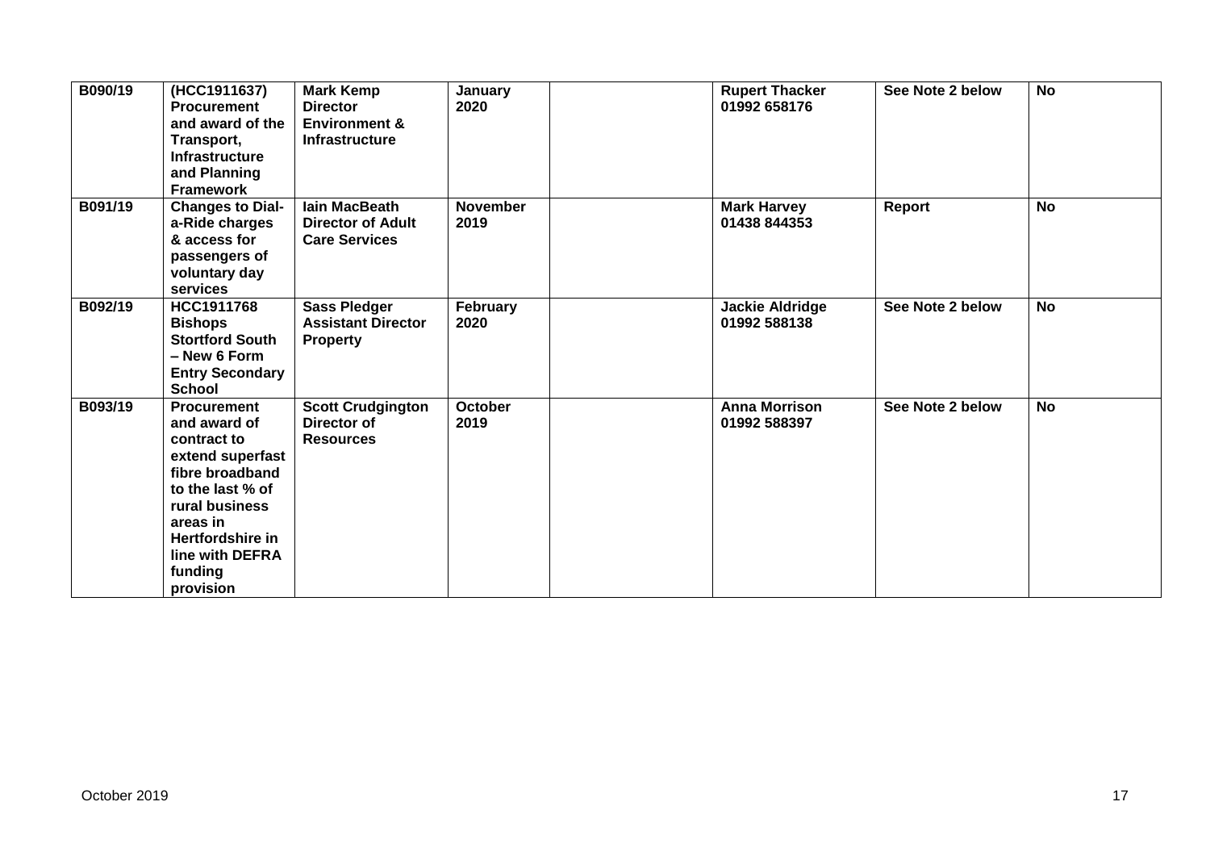| | | | | | | | |
|---|---|---|---|---|---|---|---|
| **B090/19** | **(HCC1911637) Procurement and award of the Transport, Infrastructure and Planning Framework** | **Mark Kemp Director Environment & Infrastructure** | **January 2020** | | **Rupert Thacker 01992 658176** | **See Note 2 below** | **No** |
| **B091/19** | **Changes to Dial-a-Ride charges & access for passengers of voluntary day services** | **Iain MacBeath Director of Adult Care Services** | **November 2019** | | **Mark Harvey 01438 844353** | **Report** | **No** |
| **B092/19** | **HCC1911768 Bishops Stortford South – New 6 Form Entry Secondary School** | **Sass Pledger Assistant Director Property** | **February 2020** | | **Jackie Aldridge 01992 588138** | **See Note 2 below** | **No** |
| **B093/19** | **Procurement and award of contract to extend superfast fibre broadband to the last % of rural business areas in Hertfordshire in line with DEFRA funding provision** | **Scott Crudgington Director of Resources** | **October 2019** | | **Anna Morrison 01992 588397** | **See Note 2 below** | **No** |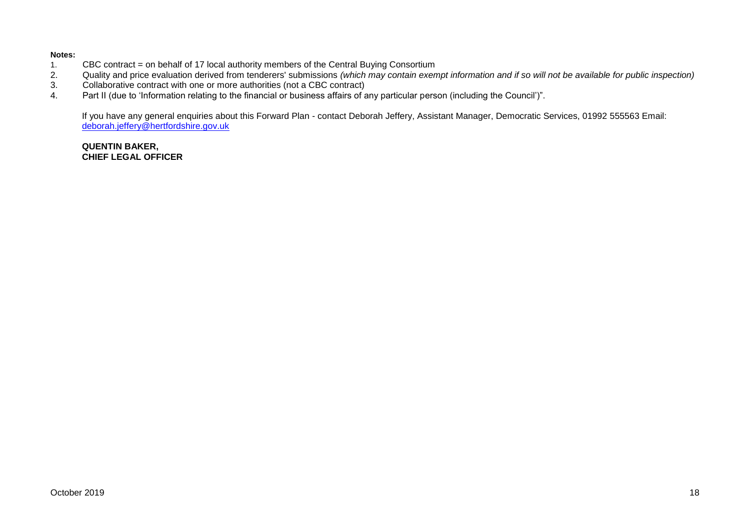**Notes:**

1. CBC contract = on behalf of 17 local authority members of the Central Buying Consortium
2. Quality and price evaluation derived from tenderers' submissions *(which may contain exempt information and if so will not be available for public inspection)*
3. Collaborative contract with one or more authorities (not a CBC contract)
4. Part II (due to 'Information relating to the financial or business affairs of any particular person (including the Council')".

If you have any general enquiries about this Forward Plan - contact Deborah Jeffery, Assistant Manager, Democratic Services, 01992 555563 Email: deborah.jeffery@hertfordshire.gov.uk

**QUENTIN BAKER,**
**CHIEF LEGAL OFFICER**

October 2019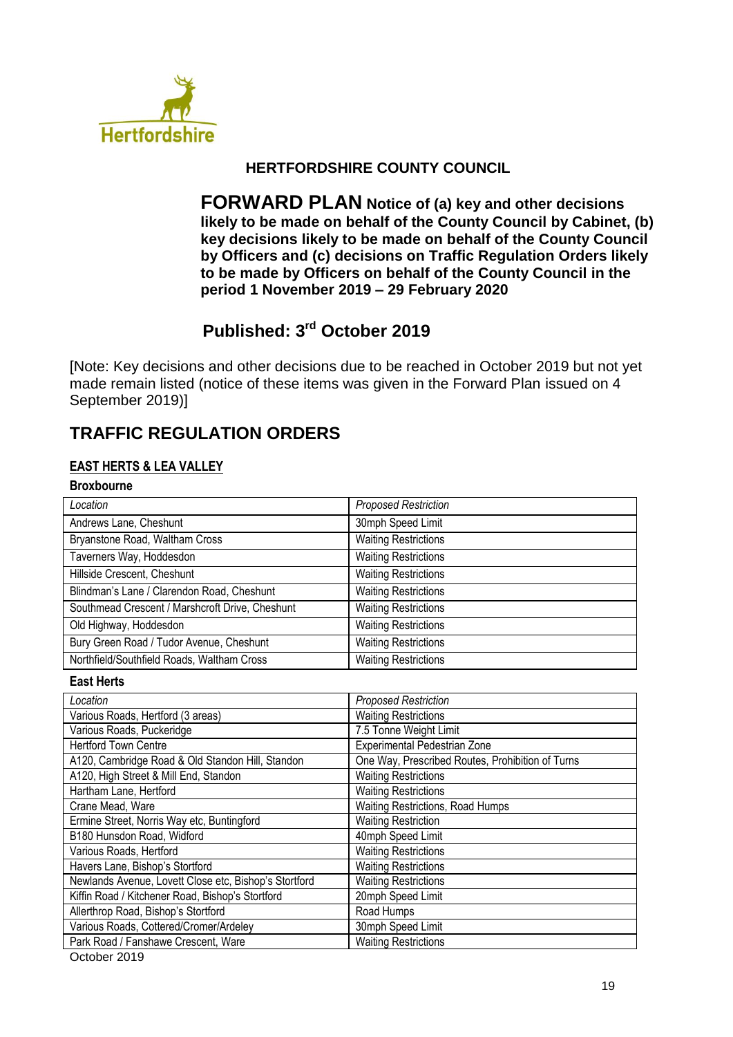Hertfordshire

**HERTFORDSHIRE COUNTY COUNCIL**

**FORWARD PLAN Notice of (a) key and other decisions likely to be made on behalf of the County Council by Cabinet, (b) key decisions likely to be made on behalf of the County Council by Officers and (c) decisions on Traffic Regulation Orders likely to be made by Officers on behalf of the County Council in the period 1 November 2019 – 29 February 2020**

**Published: 3rd October 2019**

[Note: Key decisions and other decisions due to be reached in October 2019 but not yet made remain listed (notice of these items was given in the Forward Plan issued on 4 September 2019)]

## TRAFFIC REGULATION ORDERS

### EAST HERTS & LEA VALLEY

**Broxbourne**

| *Location* | *Proposed Restriction* |
|---|---|
| Andrews Lane, Cheshunt | 30mph Speed Limit |
| Bryanstone Road, Waltham Cross | Waiting Restrictions |
| Taverners Way, Hoddesdon | Waiting Restrictions |
| Hillside Crescent, Cheshunt | Waiting Restrictions |
| Blindman's Lane / Clarendon Road, Cheshunt | Waiting Restrictions |
| Southmead Crescent / Marshcroft Drive, Cheshunt | Waiting Restrictions |
| Old Highway, Hoddesdon | Waiting Restrictions |
| Bury Green Road / Tudor Avenue, Cheshunt | Waiting Restrictions |
| Northfield/Southfield Roads, Waltham Cross | Waiting Restrictions |

**East Herts**

| *Location* | *Proposed Restriction* |
|---|---|
| Various Roads, Hertford (3 areas) | Waiting Restrictions |
| Various Roads, Puckeridge | 7.5 Tonne Weight Limit |
| Hertford Town Centre | Experimental Pedestrian Zone |
| A120, Cambridge Road & Old Standon Hill, Standon | One Way, Prescribed Routes, Prohibition of Turns |
| A120, High Street & Mill End, Standon | Waiting Restrictions |
| Hartham Lane, Hertford | Waiting Restrictions |
| Crane Mead, Ware | Waiting Restrictions, Road Humps |
| Ermine Street, Norris Way etc, Buntingford | Waiting Restriction |
| B180 Hunsdon Road, Widford | 40mph Speed Limit |
| Various Roads, Hertford | Waiting Restrictions |
| Havers Lane, Bishop's Stortford | Waiting Restrictions |
| Newlands Avenue, Lovett Close etc, Bishop's Stortford | Waiting Restrictions |
| Kiffin Road / Kitchener Road, Bishop's Stortford | 20mph Speed Limit |
| Allerthrop Road, Bishop's Stortford | Road Humps |
| Various Roads, Cottered/Cromer/Ardeley | 30mph Speed Limit |
| Park Road / Fanshawe Crescent, Ware | Waiting Restrictions |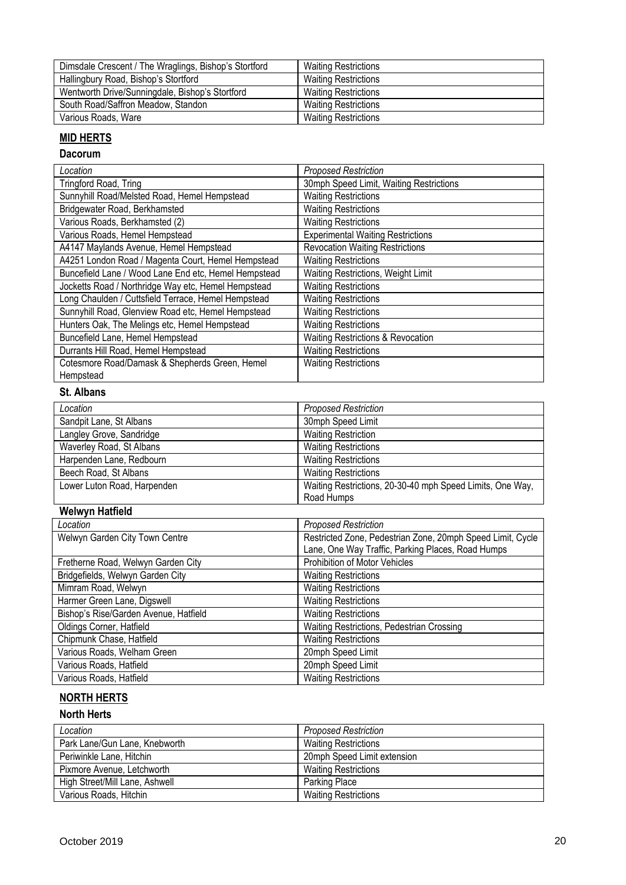| Dimsdale Crescent / The Wraglings, Bishop's Stortford | Waiting Restrictions |
| --- | --- |
| Hallingbury Road, Bishop's Stortford | Waiting Restrictions |
| Wentworth Drive/Sunningdale, Bishop's Stortford | Waiting Restrictions |
| South Road/Saffron Meadow, Standon | Waiting Restrictions |
| Various Roads, Ware | Waiting Restrictions |

## MID HERTS

### Dacorum

| *Location* | *Proposed Restriction* |
| --- | --- |
| Tringford Road, Tring | 30mph Speed Limit, Waiting Restrictions |
| Sunnyhill Road/Melsted Road, Hemel Hempstead | Waiting Restrictions |
| Bridgewater Road, Berkhamsted | Waiting Restrictions |
| Various Roads, Berkhamsted (2) | Waiting Restrictions |
| Various Roads, Hemel Hempstead | Experimental Waiting Restrictions |
| A4147 Maylands Avenue, Hemel Hempstead | Revocation Waiting Restrictions |
| A4251 London Road / Magenta Court, Hemel Hempstead | Waiting Restrictions |
| Buncefield Lane / Wood Lane End etc, Hemel Hempstead | Waiting Restrictions, Weight Limit |
| Jocketts Road / Northridge Way etc, Hemel Hempstead | Waiting Restrictions |
| Long Chaulden / Cuttsfield Terrace, Hemel Hempstead | Waiting Restrictions |
| Sunnyhill Road, Glenview Road etc, Hemel Hempstead | Waiting Restrictions |
| Hunters Oak, The Melings etc, Hemel Hempstead | Waiting Restrictions |
| Buncefield Lane, Hemel Hempstead | Waiting Restrictions & Revocation |
| Durrants Hill Road, Hemel Hempstead | Waiting Restrictions |
| Cotesmore Road/Damask & Shepherds Green, Hemel Hempstead | Waiting Restrictions |

### St. Albans

| *Location* | *Proposed Restriction* |
| --- | --- |
| Sandpit Lane, St Albans | 30mph Speed Limit |
| Langley Grove, Sandridge | Waiting Restriction |
| Waverley Road, St Albans | Waiting Restrictions |
| Harpenden Lane, Redbourn | Waiting Restrictions |
| Beech Road, St Albans | Waiting Restrictions |
| Lower Luton Road, Harpenden | Waiting Restrictions, 20-30-40 mph Speed Limits, One Way, Road Humps |

### Welwyn Hatfield

| *Location* | *Proposed Restriction* |
| --- | --- |
| Welwyn Garden City Town Centre | Restricted Zone, Pedestrian Zone, 20mph Speed Limit, Cycle Lane, One Way Traffic, Parking Places, Road Humps |
| Fretherne Road, Welwyn Garden City | Prohibition of Motor Vehicles |
| Bridgefields, Welwyn Garden City | Waiting Restrictions |
| Mimram Road, Welwyn | Waiting Restrictions |
| Harmer Green Lane, Digswell | Waiting Restrictions |
| Bishop's Rise/Garden Avenue, Hatfield | Waiting Restrictions |
| Oldings Corner, Hatfield | Waiting Restrictions, Pedestrian Crossing |
| Chipmunk Chase, Hatfield | Waiting Restrictions |
| Various Roads, Welham Green | 20mph Speed Limit |
| Various Roads, Hatfield | 20mph Speed Limit |
| Various Roads, Hatfield | Waiting Restrictions |

## NORTH HERTS

### North Herts

| *Location* | *Proposed Restriction* |
| --- | --- |
| Park Lane/Gun Lane, Knebworth | Waiting Restrictions |
| Periwinkle Lane, Hitchin | 20mph Speed Limit extension |
| Pixmore Avenue, Letchworth | Waiting Restrictions |
| High Street/Mill Lane, Ashwell | Parking Place |
| Various Roads, Hitchin | Waiting Restrictions |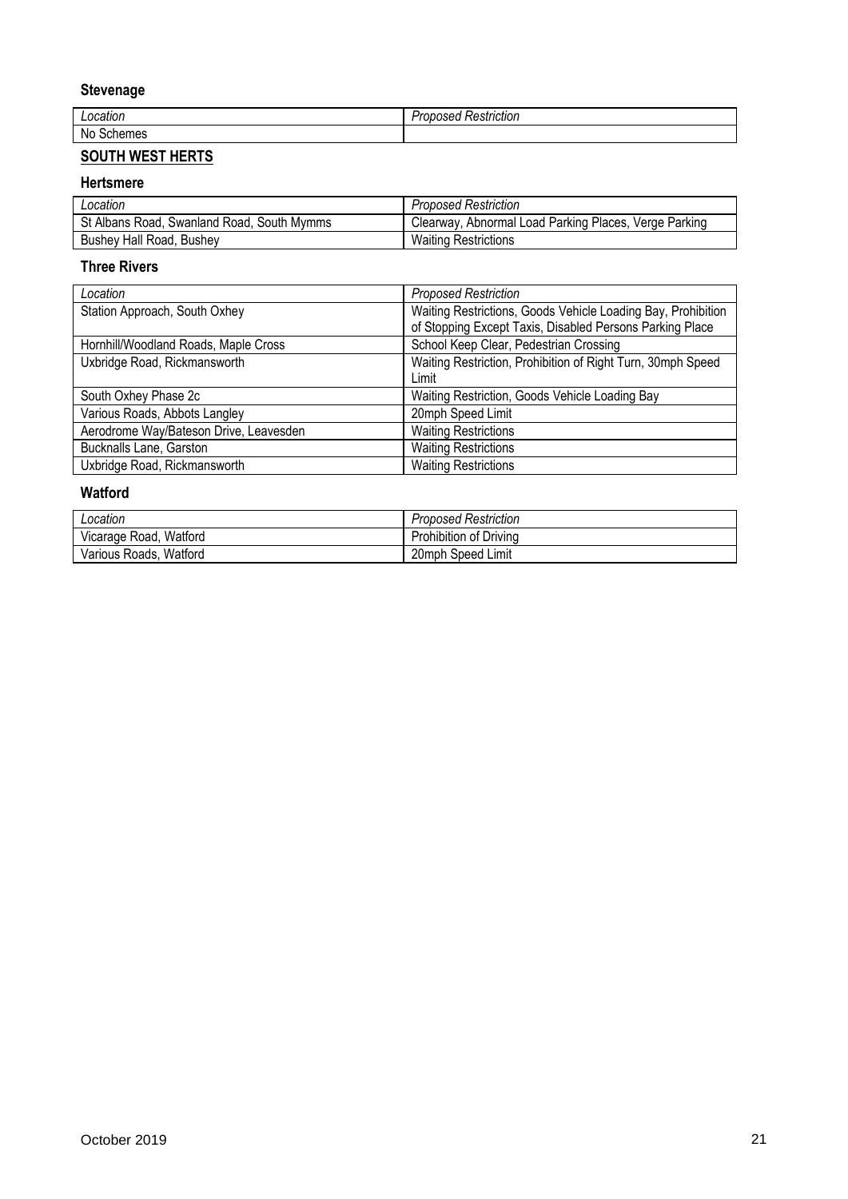### Stevenage

| *Location* | *Proposed Restriction* |
|---|---|
| No Schemes | |

## SOUTH WEST HERTS

### Hertsmere

| *Location* | *Proposed Restriction* |
|---|---|
| St Albans Road, Swanland Road, South Mymms | Clearway, Abnormal Load Parking Places, Verge Parking |
| Bushey Hall Road, Bushey | Waiting Restrictions |

### Three Rivers

| *Location* | *Proposed Restriction* |
|---|---|
| Station Approach, South Oxhey | Waiting Restrictions, Goods Vehicle Loading Bay, Prohibition of Stopping Except Taxis, Disabled Persons Parking Place |
| Hornhill/Woodland Roads, Maple Cross | School Keep Clear, Pedestrian Crossing |
| Uxbridge Road, Rickmansworth | Waiting Restriction, Prohibition of Right Turn, 30mph Speed Limit |
| South Oxhey Phase 2c | Waiting Restriction, Goods Vehicle Loading Bay |
| Various Roads, Abbots Langley | 20mph Speed Limit |
| Aerodrome Way/Bateson Drive, Leavesden | Waiting Restrictions |
| Bucknalls Lane, Garston | Waiting Restrictions |
| Uxbridge Road, Rickmansworth | Waiting Restrictions |

### Watford

| *Location* | *Proposed Restriction* |
|---|---|
| Vicarage Road, Watford | Prohibition of Driving |
| Various Roads, Watford | 20mph Speed Limit |